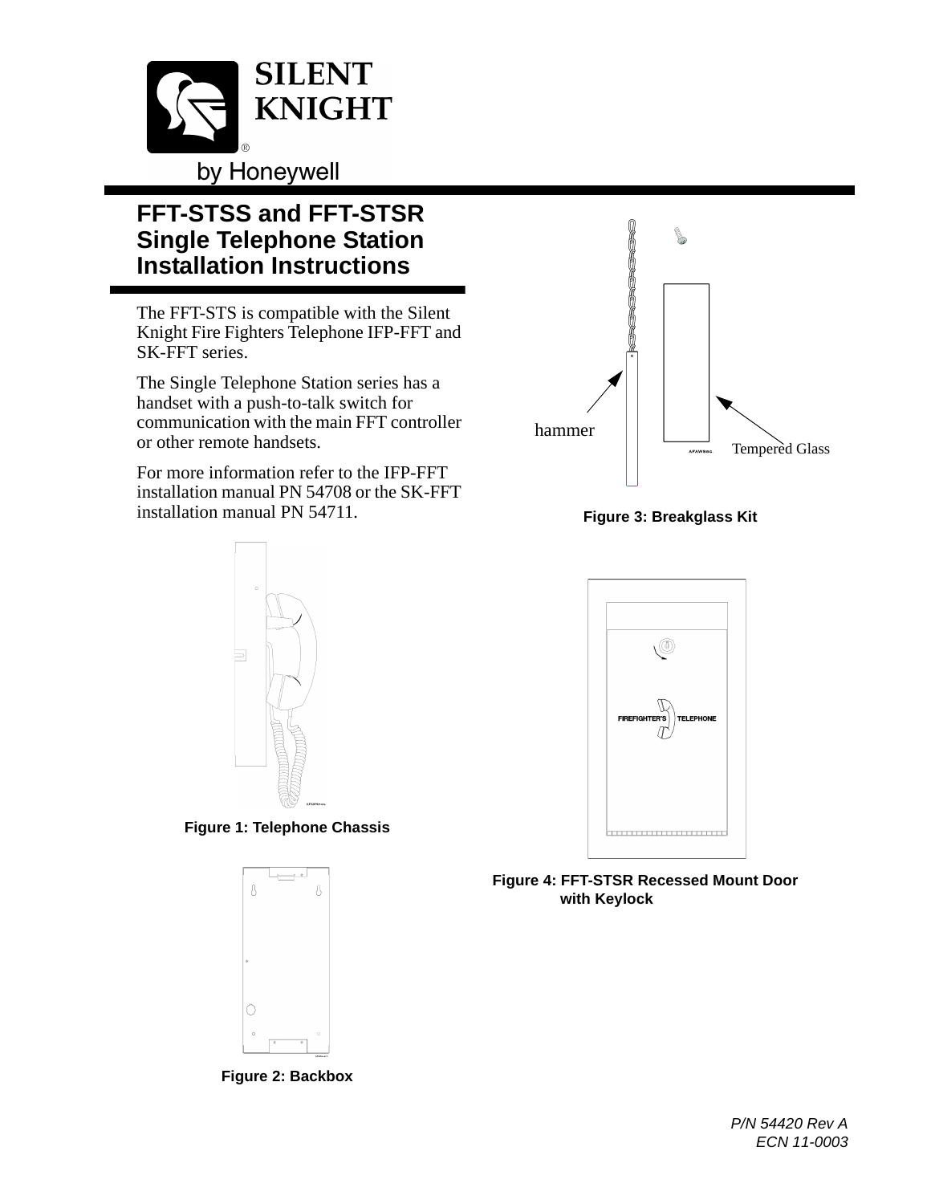# FFT-STSS and FFT-STSR Single Telephone Station Installation Instructions

The FFT-STS is compatible with the Silent Knight Fire Fighters Telephone IFP-FFT and SK-FFT series.

The Single Telephone Station series has a handset with a push-to-talk switch for communication with the main FFT controller or other remote handsets.

For more information refer to the IFP-FFT installation manual PN 54708 or the SK-FFT installation manual PN 54711.

**Figure 1: Telephone Chassis**

**Figure 2: Backbox**

hammer

Tempered Glass

**Figure 3: Breakglass Kit**

FIREFIGHTER'S TELEPHONE

**Figure 4: FFT-STSR Recessed Mount Door with Keylock**

*P/N 54420 Rev A*
*ECN 11-0003*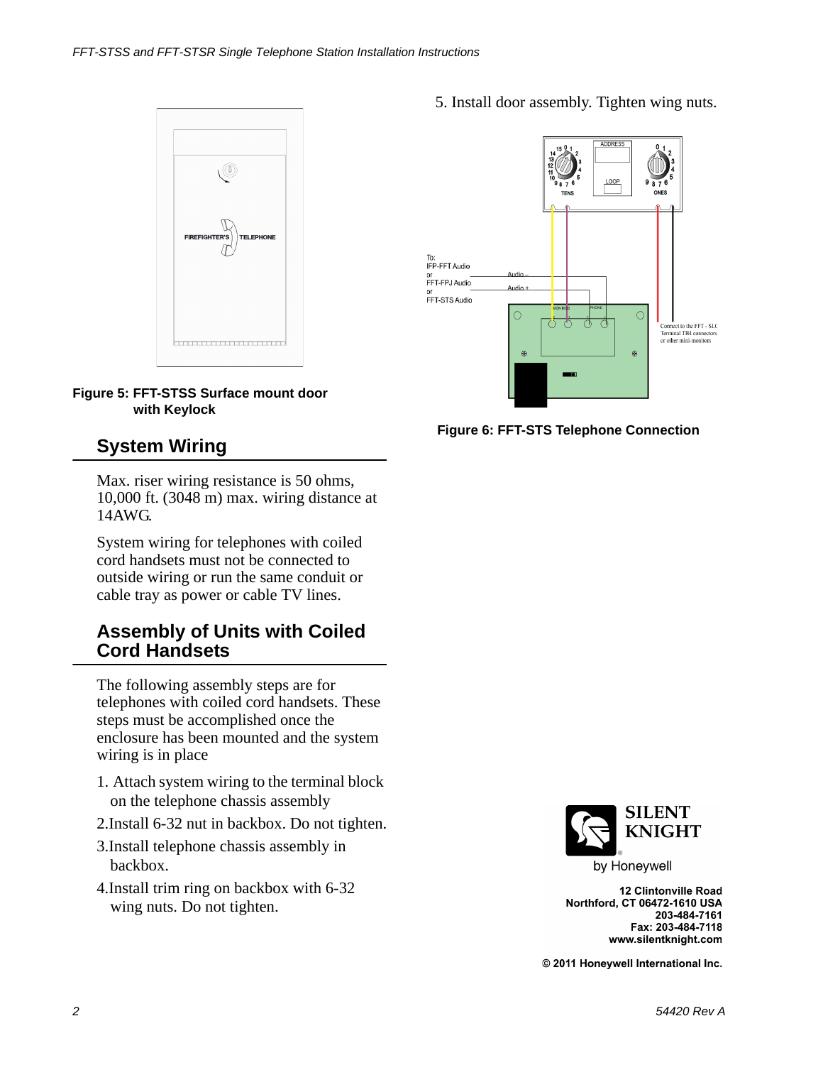Figure 5: FFT-STSS Surface mount door with Keylock

## System Wiring

Max. riser wiring resistance is 50 ohms, 10,000 ft. (3048 m) max. wiring distance at 14AWG.

System wiring for telephones with coiled cord handsets must not be connected to outside wiring or run the same conduit or cable tray as power or cable TV lines.

## Assembly of Units with Coiled Cord Handsets

The following assembly steps are for telephones with coiled cord handsets. These steps must be accomplished once the enclosure has been mounted and the system wiring is in place

1. Attach system wiring to the terminal block on the telephone chassis assembly
2. Install 6-32 nut in backbox. Do not tighten.
3. Install telephone chassis assembly in backbox.
4. Install trim ring on backbox with 6-32 wing nuts. Do not tighten.
5. Install door assembly. Tighten wing nuts.

Figure 6: FFT-STS Telephone Connection

SILENT KNIGHT
by Honeywell

**12 Clintonville Road**
**Northford, CT 06472-1610 USA**
**203-484-7161**
**Fax: 203-484-7118**
**www.silentknight.com**

**© 2011 Honeywell International Inc.**